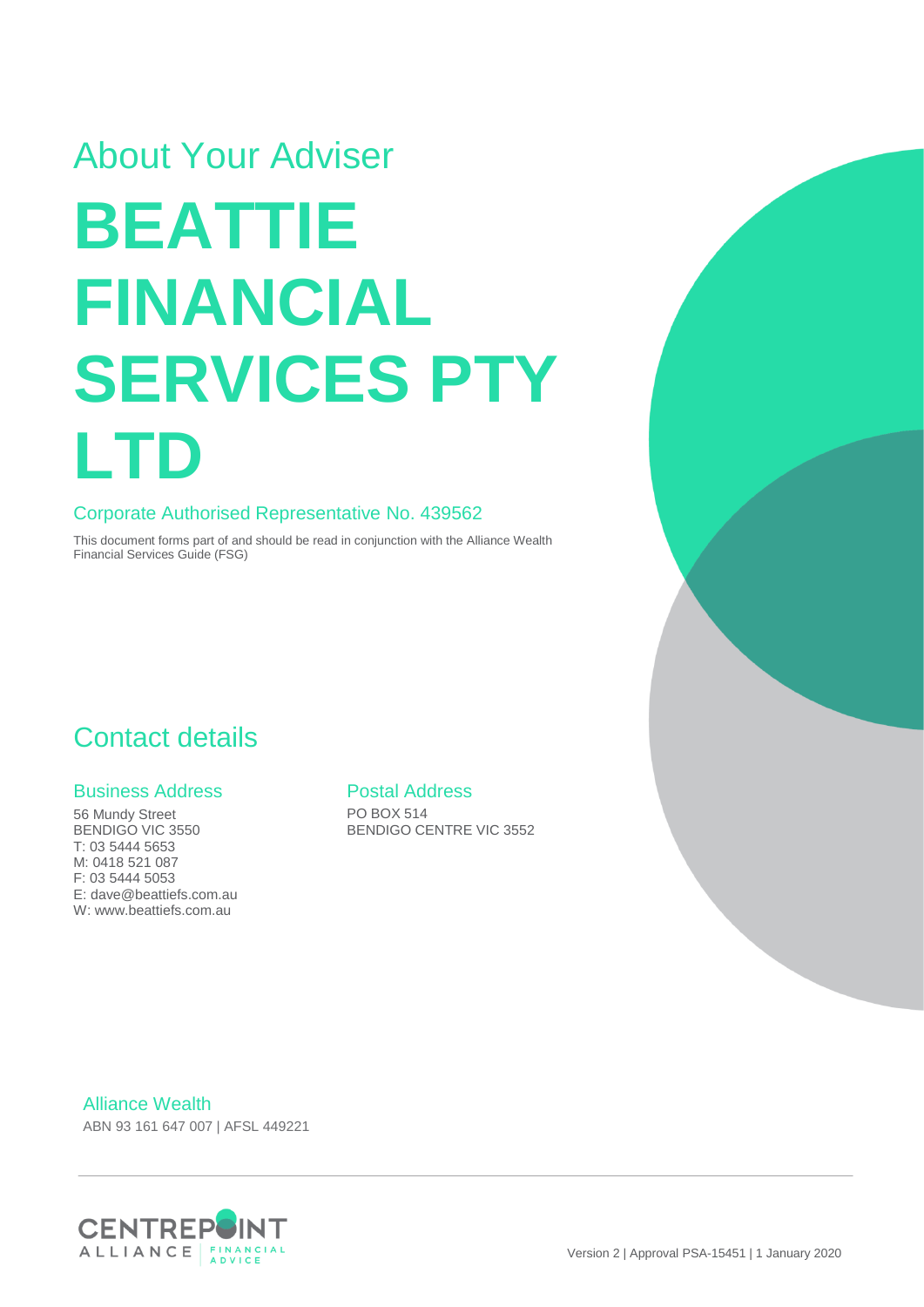About Your Adviser

# BEATTIE FINANCIAL SERVICES PTY LTD

Corporate Authorised Representative No. 439562

This document forms part of and should be read in conjunction with the Alliance Wealth Financial Services Guide (FSG)

## Contact details

### Business Address

56 Mundy Street
BENDIGO VIC 3550
T: 03 5444 5653
M: 0418 521 087
F: 03 5444 5053
E: dave@beattiefs.com.au
W: www.beattiefs.com.au

### Postal Address

PO BOX 514
BENDIGO CENTRE VIC 3552

Alliance Wealth
ABN 93 161 647 007 | AFSL 449221

CENTREPOINT ALLIANCE FINANCIAL ADVICE

Version 2 | Approval PSA-15451 | 1 January 2020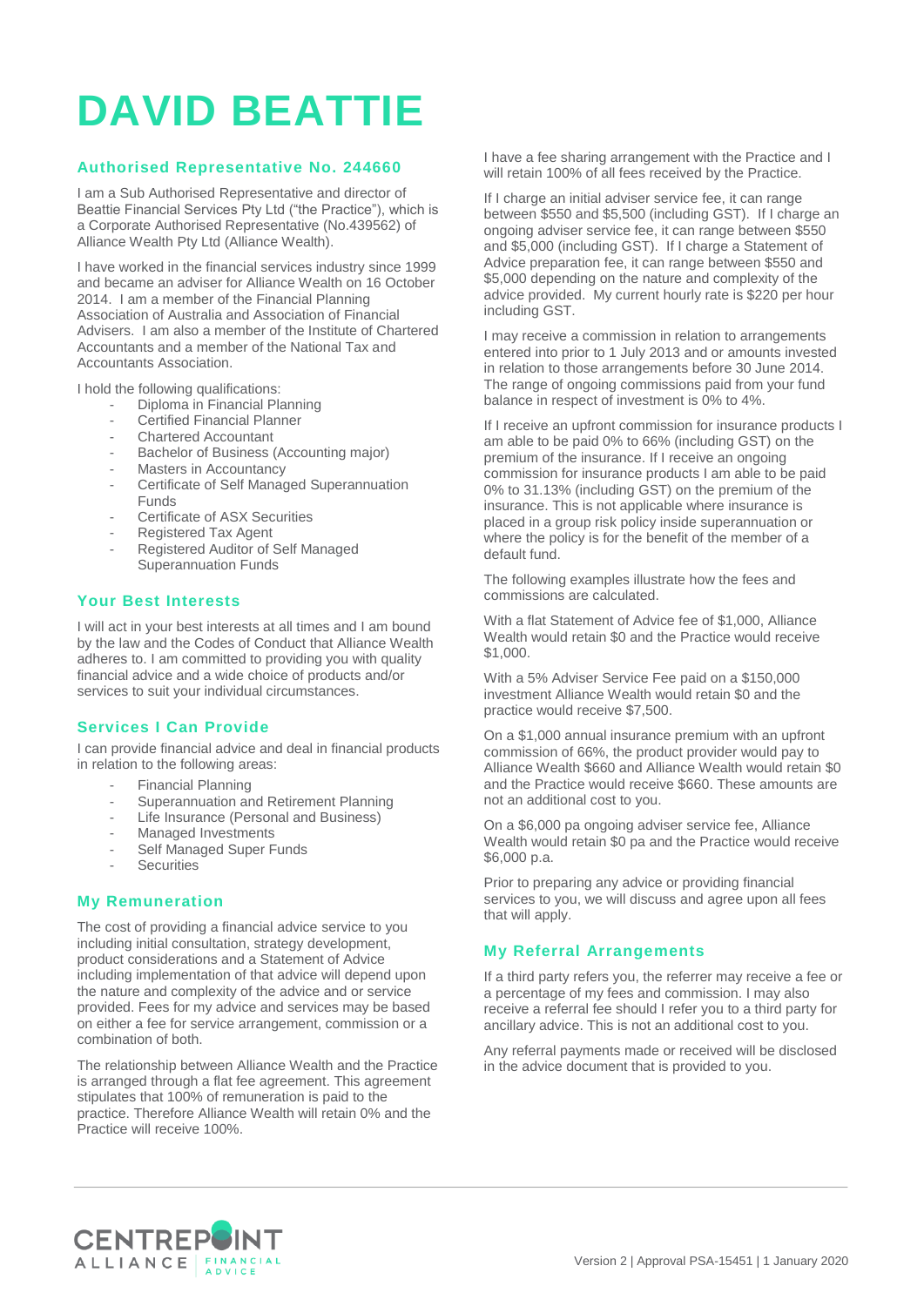# DAVID BEATTIE

## Authorised Representative No. 244660

I am a Sub Authorised Representative and director of Beattie Financial Services Pty Ltd ("the Practice"), which is a Corporate Authorised Representative (No.439562) of Alliance Wealth Pty Ltd (Alliance Wealth).

I have worked in the financial services industry since 1999 and became an adviser for Alliance Wealth on 16 October 2014. I am a member of the Financial Planning Association of Australia and Association of Financial Advisers. I am also a member of the Institute of Chartered Accountants and a member of the National Tax and Accountants Association.

I hold the following qualifications:

- Diploma in Financial Planning
- Certified Financial Planner
- Chartered Accountant
- Bachelor of Business (Accounting major)
- Masters in Accountancy
- Certificate of Self Managed Superannuation Funds
- Certificate of ASX Securities
- Registered Tax Agent
- Registered Auditor of Self Managed Superannuation Funds

## Your Best Interests

I will act in your best interests at all times and I am bound by the law and the Codes of Conduct that Alliance Wealth adheres to. I am committed to providing you with quality financial advice and a wide choice of products and/or services to suit your individual circumstances.

## Services I Can Provide

I can provide financial advice and deal in financial products in relation to the following areas:

- Financial Planning
- Superannuation and Retirement Planning
- Life Insurance (Personal and Business)
- Managed Investments
- Self Managed Super Funds
- Securities

## My Remuneration

The cost of providing a financial advice service to you including initial consultation, strategy development, product considerations and a Statement of Advice including implementation of that advice will depend upon the nature and complexity of the advice and or service provided. Fees for my advice and services may be based on either a fee for service arrangement, commission or a combination of both.

The relationship between Alliance Wealth and the Practice is arranged through a flat fee agreement. This agreement stipulates that 100% of remuneration is paid to the practice. Therefore Alliance Wealth will retain 0% and the Practice will receive 100%.

I have a fee sharing arrangement with the Practice and I will retain 100% of all fees received by the Practice.

If I charge an initial adviser service fee, it can range between $550 and $5,500 (including GST). If I charge an ongoing adviser service fee, it can range between $550 and $5,000 (including GST). If I charge a Statement of Advice preparation fee, it can range between $550 and $5,000 depending on the nature and complexity of the advice provided. My current hourly rate is $220 per hour including GST.

I may receive a commission in relation to arrangements entered into prior to 1 July 2013 and or amounts invested in relation to those arrangements before 30 June 2014. The range of ongoing commissions paid from your fund balance in respect of investment is 0% to 4%.

If I receive an upfront commission for insurance products I am able to be paid 0% to 66% (including GST) on the premium of the insurance. If I receive an ongoing commission for insurance products I am able to be paid 0% to 31.13% (including GST) on the premium of the insurance. This is not applicable where insurance is placed in a group risk policy inside superannuation or where the policy is for the benefit of the member of a default fund.

The following examples illustrate how the fees and commissions are calculated.

With a flat Statement of Advice fee of $1,000, Alliance Wealth would retain $0 and the Practice would receive $1,000.

With a 5% Adviser Service Fee paid on a $150,000 investment Alliance Wealth would retain $0 and the practice would receive $7,500.

On a $1,000 annual insurance premium with an upfront commission of 66%, the product provider would pay to Alliance Wealth $660 and Alliance Wealth would retain $0 and the Practice would receive $660. These amounts are not an additional cost to you.

On a $6,000 pa ongoing adviser service fee, Alliance Wealth would retain $0 pa and the Practice would receive $6,000 p.a.

Prior to preparing any advice or providing financial services to you, we will discuss and agree upon all fees that will apply.

## My Referral Arrangements

If a third party refers you, the referrer may receive a fee or a percentage of my fees and commission. I may also receive a referral fee should I refer you to a third party for ancillary advice. This is not an additional cost to you.

Any referral payments made or received will be disclosed in the advice document that is provided to you.

CENTREPOINT ALLIANCE FINANCIAL ADVICE

Version 2 | Approval PSA-15451 | 1 January 2020